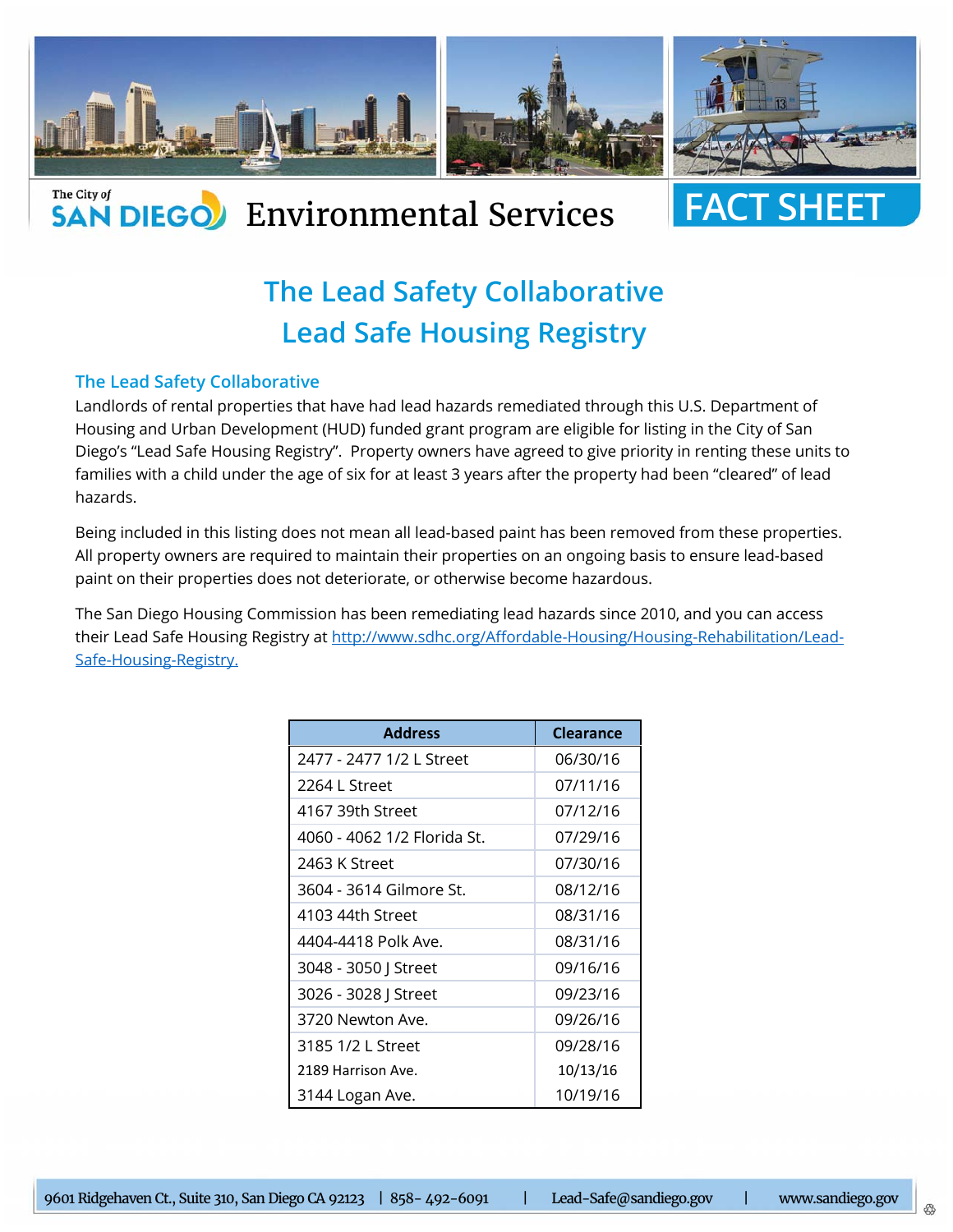The City of SAN DIEGO Environmental Services

FACT SHEET

# The Lead Safety Collaborative
# Lead Safe Housing Registry

## The Lead Safety Collaborative

Landlords of rental properties that have had lead hazards remediated through this U.S. Department of Housing and Urban Development (HUD) funded grant program are eligible for listing in the City of San Diego's "Lead Safe Housing Registry". Property owners have agreed to give priority in renting these units to families with a child under the age of six for at least 3 years after the property had been "cleared" of lead hazards.

Being included in this listing does not mean all lead-based paint has been removed from these properties. All property owners are required to maintain their properties on an ongoing basis to ensure lead-based paint on their properties does not deteriorate, or otherwise become hazardous.

The San Diego Housing Commission has been remediating lead hazards since 2010, and you can access their Lead Safe Housing Registry at http://www.sdhc.org/Affordable-Housing/Housing-Rehabilitation/Lead-Safe-Housing-Registry.

| Address | Clearance |
|---|---|
| 2477 - 2477 1/2 L Street | 06/30/16 |
| 2264 L Street | 07/11/16 |
| 4167 39th Street | 07/12/16 |
| 4060 - 4062 1/2 Florida St. | 07/29/16 |
| 2463 K Street | 07/30/16 |
| 3604 - 3614 Gilmore St. | 08/12/16 |
| 4103 44th Street | 08/31/16 |
| 4404-4418 Polk Ave. | 08/31/16 |
| 3048 - 3050 J Street | 09/16/16 |
| 3026 - 3028 J Street | 09/23/16 |
| 3720 Newton Ave. | 09/26/16 |
| 3185 1/2 L Street | 09/28/16 |
| 2189 Harrison Ave. | 10/13/16 |
| 3144 Logan Ave. | 10/19/16 |

9601 Ridgehaven Ct., Suite 310, San Diego CA 92123 | 858- 492-6091 | Lead-Safe@sandiego.gov | www.sandiego.gov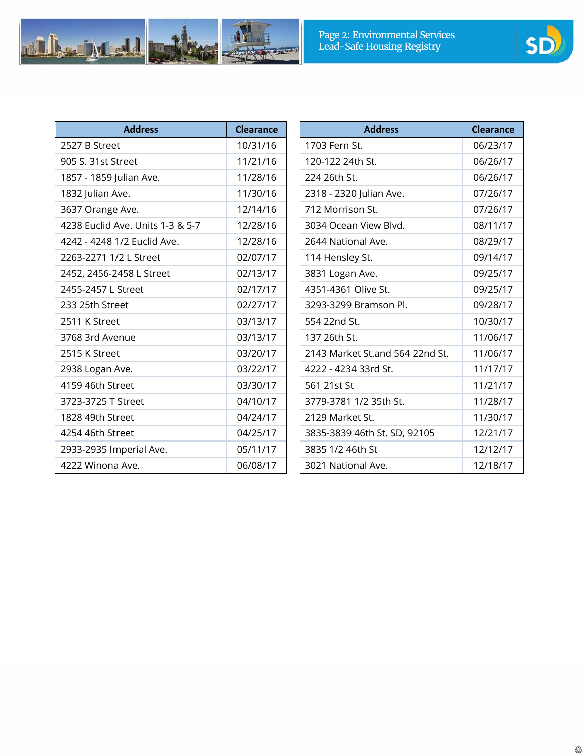| Address | Clearance |
|---|---|
| 2527 B Street | 10/31/16 |
| 905 S. 31st Street | 11/21/16 |
| 1857 - 1859 Julian Ave. | 11/28/16 |
| 1832 Julian Ave. | 11/30/16 |
| 3637 Orange Ave. | 12/14/16 |
| 4238 Euclid Ave. Units 1-3 & 5-7 | 12/28/16 |
| 4242 - 4248 1/2 Euclid Ave. | 12/28/16 |
| 2263-2271 1/2 L Street | 02/07/17 |
| 2452, 2456-2458 L Street | 02/13/17 |
| 2455-2457 L Street | 02/17/17 |
| 233 25th Street | 02/27/17 |
| 2511 K Street | 03/13/17 |
| 3768 3rd Avenue | 03/13/17 |
| 2515 K Street | 03/20/17 |
| 2938 Logan Ave. | 03/22/17 |
| 4159 46th Street | 03/30/17 |
| 3723-3725 T Street | 04/10/17 |
| 1828 49th Street | 04/24/17 |
| 4254 46th Street | 04/25/17 |
| 2933-2935 Imperial Ave. | 05/11/17 |
| 4222 Winona Ave. | 06/08/17 |

| Address | Clearance |
|---|---|
| 1703 Fern St. | 06/23/17 |
| 120-122 24th St. | 06/26/17 |
| 224 26th St. | 06/26/17 |
| 2318 - 2320 Julian Ave. | 07/26/17 |
| 712 Morrison St. | 07/26/17 |
| 3034 Ocean View Blvd. | 08/11/17 |
| 2644 National Ave. | 08/29/17 |
| 114 Hensley St. | 09/14/17 |
| 3831 Logan Ave. | 09/25/17 |
| 4351-4361 Olive St. | 09/25/17 |
| 3293-3299 Bramson Pl. | 09/28/17 |
| 554 22nd St. | 10/30/17 |
| 137 26th St. | 11/06/17 |
| 2143 Market St.and 564 22nd St. | 11/06/17 |
| 4222 - 4234 33rd St. | 11/17/17 |
| 561 21st St | 11/21/17 |
| 3779-3781 1/2 35th St. | 11/28/17 |
| 2129 Market St. | 11/30/17 |
| 3835-3839 46th St. SD, 92105 | 12/21/17 |
| 3835 1/2 46th St | 12/12/17 |
| 3021 National Ave. | 12/18/17 |